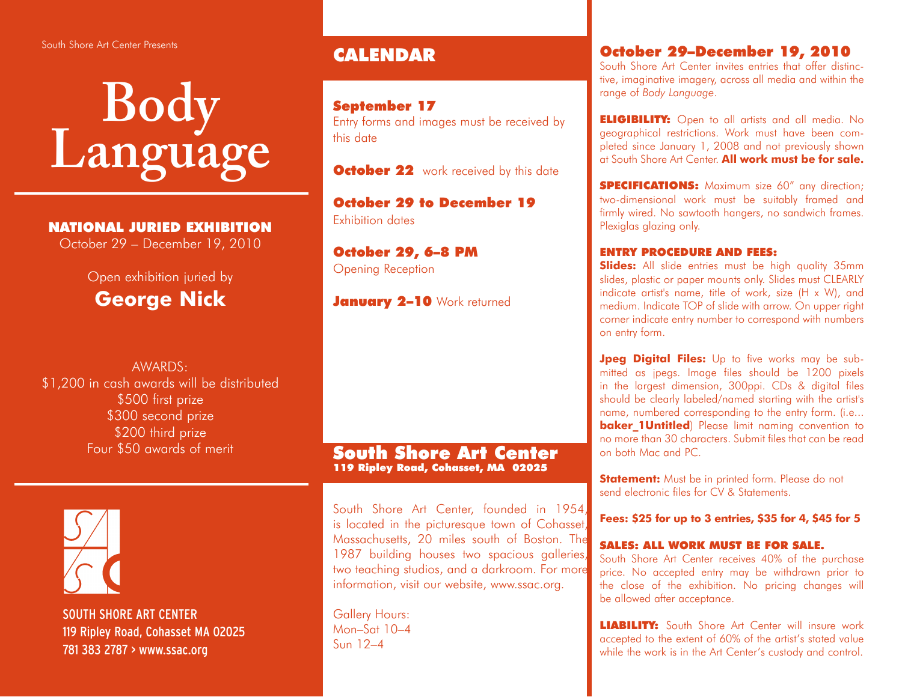South Shore Art Center Presents

# Body Language

**NATIONAL JURIED EXHIBITION**
October 29 – December 19, 2010

Open exhibition juried by
**George Nick**

AWARDS:
$1,200 in cash awards will be distributed
$500 first prize
$300 second prize
$200 third prize
Four $50 awards of merit

SOUTH SHORE ART CENTER
119 Ripley Road, Cohasset MA 02025
781 383 2787 > www.ssac.org

## CALENDAR

**September 17**
Entry forms and images must be received by this date

**October 22** work received by this date

**October 29 to December 19**
Exhibition dates

**October 29, 6–8 PM**
Opening Reception

**January 2–10** Work returned

## South Shore Art Center

**119 Ripley Road, Cohasset, MA 02025**

South Shore Art Center, founded in 1954, is located in the picturesque town of Cohasset, Massachusetts, 20 miles south of Boston. The 1987 building houses two spacious galleries, two teaching studios, and a darkroom. For more information, visit our website, www.ssac.org.

Gallery Hours:
Mon–Sat 10–4
Sun 12–4

## October 29–December 19, 2010

South Shore Art Center invites entries that offer distinctive, imaginative imagery, across all media and within the range of *Body Language*.

**ELIGIBILITY:** Open to all artists and all media. No geographical restrictions. Work must have been completed since January 1, 2008 and not previously shown at South Shore Art Center. **All work must be for sale.**

**SPECIFICATIONS:** Maximum size 60" any direction; two-dimensional work must be suitably framed and firmly wired. No sawtooth hangers, no sandwich frames. Plexiglas glazing only.

**ENTRY PROCEDURE AND FEES:**
**Slides:** All slide entries must be high quality 35mm slides, plastic or paper mounts only. Slides must CLEARLY indicate artist's name, title of work, size (H x W), and medium. Indicate TOP of slide with arrow. On upper right corner indicate entry number to correspond with numbers on entry form.

**Jpeg Digital Files:** Up to five works may be submitted as jpegs. Image files should be 1200 pixels in the largest dimension, 300ppi. CDs & digital files should be clearly labeled/named starting with the artist's name, numbered corresponding to the entry form. (i.e... **baker_1Untitled**) Please limit naming convention to no more than 30 characters. Submit files that can be read on both Mac and PC.

**Statement:** Must be in printed form. Please do not send electronic files for CV & Statements.

**Fees: $25 for up to 3 entries, $35 for 4, $45 for 5**

**SALES: ALL WORK MUST BE FOR SALE.**
South Shore Art Center receives 40% of the purchase price. No accepted entry may be withdrawn prior to the close of the exhibition. No pricing changes will be allowed after acceptance.

**LIABILITY:** South Shore Art Center will insure work accepted to the extent of 60% of the artist's stated value while the work is in the Art Center's custody and control.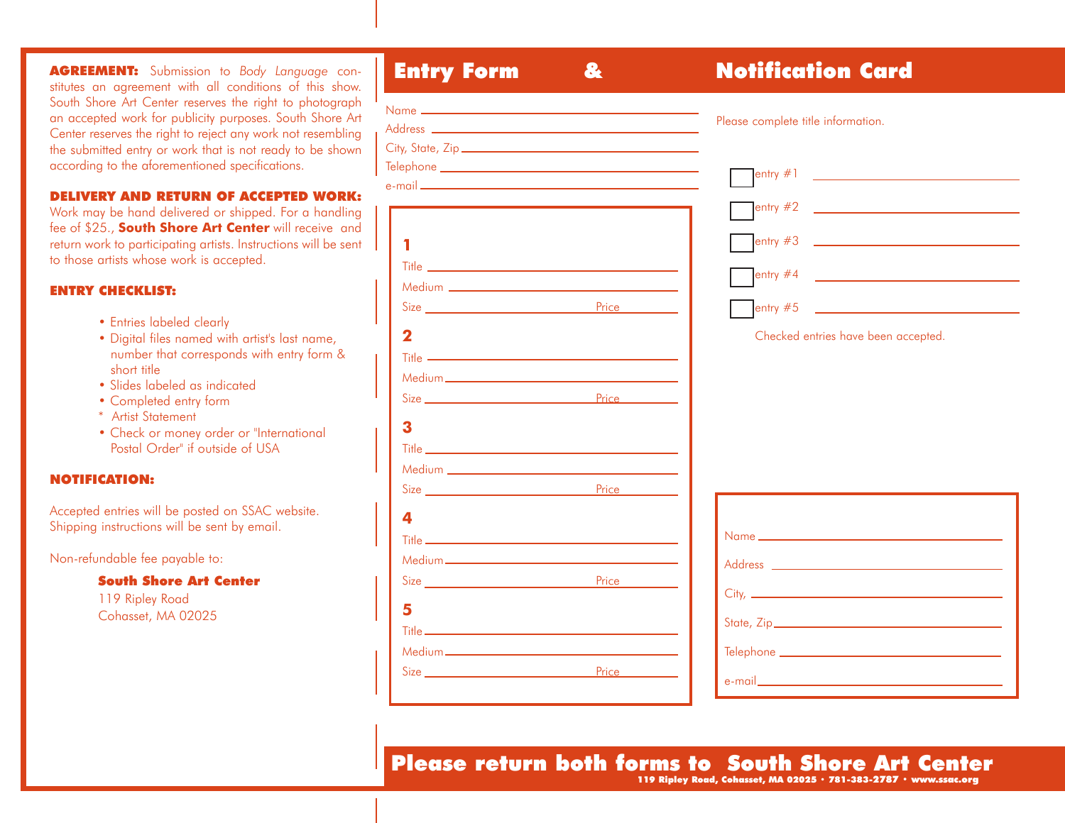**AGREEMENT:** Submission to *Body Language* constitutes an agreement with all conditions of this show. South Shore Art Center reserves the right to photograph an accepted work for publicity purposes. South Shore Art Center reserves the right to reject any work not resembling the submitted entry or work that is not ready to be shown according to the aforementioned specifications.

**DELIVERY AND RETURN OF ACCEPTED WORK:**
Work may be hand delivered or shipped. For a handling fee of $25., **South Shore Art Center** will receive and return work to participating artists. Instructions will be sent to those artists whose work is accepted.

**ENTRY CHECKLIST:**

- Entries labeled clearly
- Digital files named with artist's last name, number that corresponds with entry form & short title
- Slides labeled as indicated
- Completed entry form
- \* Artist Statement
- Check or money order or "International Postal Order" if outside of USA

**NOTIFICATION:**

Accepted entries will be posted on SSAC website.
Shipping instructions will be sent by email.

Non-refundable fee payable to:

**South Shore Art Center**
119 Ripley Road
Cohasset, MA 02025

# Entry Form &

Name ______________________
Address ______________________
City, State, Zip ______________________
Telephone ______________________
e-mail ______________________

**1**
Title ______________________
Medium ______________________
Size ______________ Price ______________

**2**
Title ______________________
Medium ______________________
Size ______________ Price ______________

**3**
Title ______________________
Medium ______________________
Size ______________ Price ______________

**4**
Title ______________________
Medium ______________________
Size ______________ Price ______________

**5**
Title ______________________
Medium ______________________
Size ______________ Price ______________

# Notification Card

Please complete title information.

☐ entry #1 ______________________
☐ entry #2 ______________________
☐ entry #3 ______________________
☐ entry #4 ______________________
☐ entry #5 ______________________

Checked entries have been accepted.

Name ______________________
Address ______________________
City, ______________________
State, Zip ______________________
Telephone ______________________
e-mail ______________________

**Please return both forms to South Shore Art Center**
119 Ripley Road, Cohasset, MA 02025 • 781-383-2787 • www.ssac.org